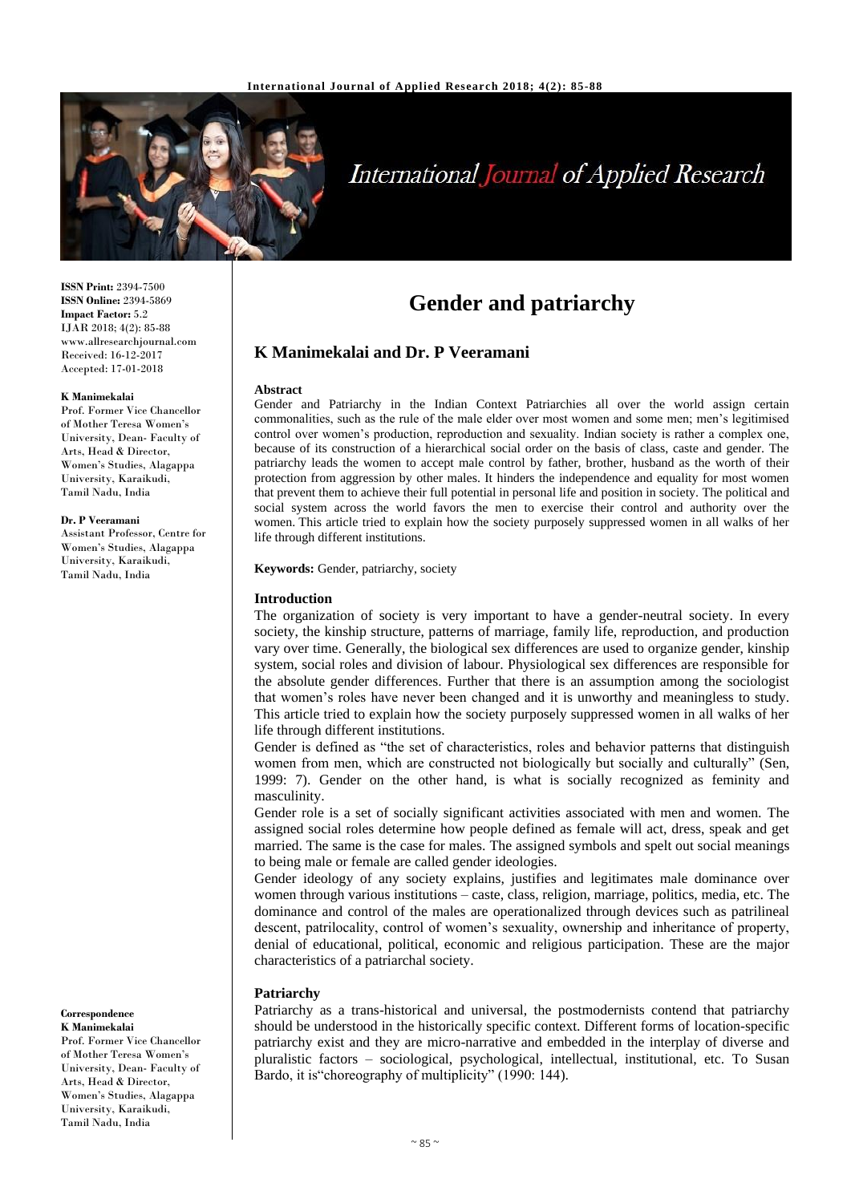ISSN Print: 2394-7500
ISSN Online: 2394-5869
Impact Factor: 5.2
IJAR 2018; 4(2): 85-88
www.allresearchjournal.com
Received: 16-12-2017
Accepted: 17-01-2018

**K Manimekalai**
Prof. Former Vice Chancellor of Mother Teresa Women's University, Dean- Faculty of Arts, Head & Director, Women's Studies, Alagappa University, Karaikudi, Tamil Nadu, India

**Dr. P Veeramani**
Assistant Professor, Centre for Women's Studies, Alagappa University, Karaikudi, Tamil Nadu, India

**Correspondence**
**K Manimekalai**
Prof. Former Vice Chancellor of Mother Teresa Women's University, Dean- Faculty of Arts, Head & Director, Women's Studies, Alagappa University, Karaikudi, Tamil Nadu, India

# Gender and patriarchy

## K Manimekalai and Dr. P Veeramani

**Abstract**

Gender and Patriarchy in the Indian Context Patriarchies all over the world assign certain commonalities, such as the rule of the male elder over most women and some men; men's legitimised control over women's production, reproduction and sexuality. Indian society is rather a complex one, because of its construction of a hierarchical social order on the basis of class, caste and gender. The patriarchy leads the women to accept male control by father, brother, husband as the worth of their protection from aggression by other males. It hinders the independence and equality for most women that prevent them to achieve their full potential in personal life and position in society. The political and social system across the world favors the men to exercise their control and authority over the women. This article tried to explain how the society purposely suppressed women in all walks of her life through different institutions.

**Keywords:** Gender, patriarchy, society

### Introduction

The organization of society is very important to have a gender-neutral society. In every society, the kinship structure, patterns of marriage, family life, reproduction, and production vary over time. Generally, the biological sex differences are used to organize gender, kinship system, social roles and division of labour. Physiological sex differences are responsible for the absolute gender differences. Further that there is an assumption among the sociologist that women's roles have never been changed and it is unworthy and meaningless to study. This article tried to explain how the society purposely suppressed women in all walks of her life through different institutions.

Gender is defined as "the set of characteristics, roles and behavior patterns that distinguish women from men, which are constructed not biologically but socially and culturally" (Sen, 1999: 7). Gender on the other hand, is what is socially recognized as feminity and masculinity.

Gender role is a set of socially significant activities associated with men and women. The assigned social roles determine how people defined as female will act, dress, speak and get married. The same is the case for males. The assigned symbols and spelt out social meanings to being male or female are called gender ideologies.

Gender ideology of any society explains, justifies and legitimates male dominance over women through various institutions – caste, class, religion, marriage, politics, media, etc. The dominance and control of the males are operationalized through devices such as patrilineal descent, patrilocality, control of women's sexuality, ownership and inheritance of property, denial of educational, political, economic and religious participation. These are the major characteristics of a patriarchal society.

### Patriarchy

Patriarchy as a trans-historical and universal, the postmodernists contend that patriarchy should be understood in the historically specific context. Different forms of location-specific patriarchy exist and they are micro-narrative and embedded in the interplay of diverse and pluralistic factors – sociological, psychological, intellectual, institutional, etc. To Susan Bardo, it is"choreography of multiplicity" (1990: 144).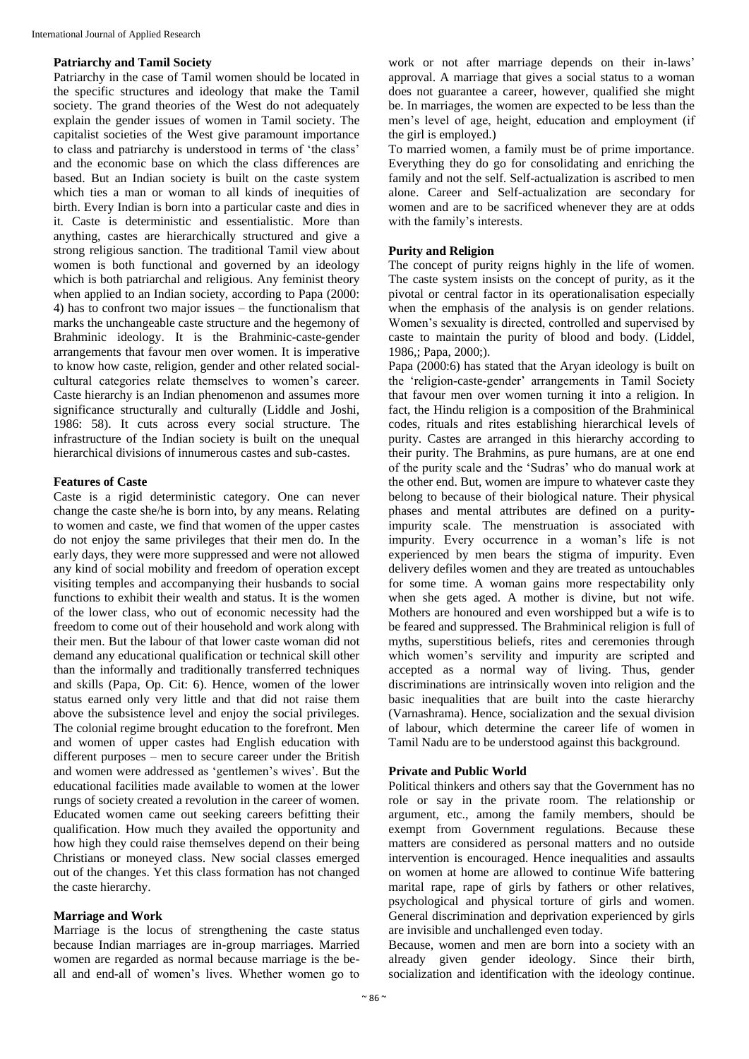### Patriarchy and Tamil Society

Patriarchy in the case of Tamil women should be located in the specific structures and ideology that make the Tamil society. The grand theories of the West do not adequately explain the gender issues of women in Tamil society. The capitalist societies of the West give paramount importance to class and patriarchy is understood in terms of 'the class' and the economic base on which the class differences are based. But an Indian society is built on the caste system which ties a man or woman to all kinds of inequities of birth. Every Indian is born into a particular caste and dies in it. Caste is deterministic and essentialistic. More than anything, castes are hierarchically structured and give a strong religious sanction. The traditional Tamil view about women is both functional and governed by an ideology which is both patriarchal and religious. Any feminist theory when applied to an Indian society, according to Papa (2000: 4) has to confront two major issues – the functionalism that marks the unchangeable caste structure and the hegemony of Brahminic ideology. It is the Brahminic-caste-gender arrangements that favour men over women. It is imperative to know how caste, religion, gender and other related social-cultural categories relate themselves to women's career. Caste hierarchy is an Indian phenomenon and assumes more significance structurally and culturally (Liddle and Joshi, 1986: 58). It cuts across every social structure. The infrastructure of the Indian society is built on the unequal hierarchical divisions of innumerous castes and sub-castes.

### Features of Caste

Caste is a rigid deterministic category. One can never change the caste she/he is born into, by any means. Relating to women and caste, we find that women of the upper castes do not enjoy the same privileges that their men do. In the early days, they were more suppressed and were not allowed any kind of social mobility and freedom of operation except visiting temples and accompanying their husbands to social functions to exhibit their wealth and status. It is the women of the lower class, who out of economic necessity had the freedom to come out of their household and work along with their men. But the labour of that lower caste woman did not demand any educational qualification or technical skill other than the informally and traditionally transferred techniques and skills (Papa, Op. Cit: 6). Hence, women of the lower status earned only very little and that did not raise them above the subsistence level and enjoy the social privileges. The colonial regime brought education to the forefront. Men and women of upper castes had English education with different purposes – men to secure career under the British and women were addressed as 'gentlemen's wives'. But the educational facilities made available to women at the lower rungs of society created a revolution in the career of women. Educated women came out seeking careers befitting their qualification. How much they availed the opportunity and how high they could raise themselves depend on their being Christians or moneyed class. New social classes emerged out of the changes. Yet this class formation has not changed the caste hierarchy.

### Marriage and Work

Marriage is the locus of strengthening the caste status because Indian marriages are in-group marriages. Married women are regarded as normal because marriage is the be-all and end-all of women's lives. Whether women go to work or not after marriage depends on their in-laws' approval. A marriage that gives a social status to a woman does not guarantee a career, however, qualified she might be. In marriages, the women are expected to be less than the men's level of age, height, education and employment (if the girl is employed.)

To married women, a family must be of prime importance. Everything they do go for consolidating and enriching the family and not the self. Self-actualization is ascribed to men alone. Career and Self-actualization are secondary for women and are to be sacrificed whenever they are at odds with the family's interests.

### Purity and Religion

The concept of purity reigns highly in the life of women. The caste system insists on the concept of purity, as it the pivotal or central factor in its operationalisation especially when the emphasis of the analysis is on gender relations. Women's sexuality is directed, controlled and supervised by caste to maintain the purity of blood and body. (Liddel, 1986,; Papa, 2000;).

Papa (2000:6) has stated that the Aryan ideology is built on the 'religion-caste-gender' arrangements in Tamil Society that favour men over women turning it into a religion. In fact, the Hindu religion is a composition of the Brahminical codes, rituals and rites establishing hierarchical levels of purity. Castes are arranged in this hierarchy according to their purity. The Brahmins, as pure humans, are at one end of the purity scale and the 'Sudras' who do manual work at the other end. But, women are impure to whatever caste they belong to because of their biological nature. Their physical phases and mental attributes are defined on a purity-impurity scale. The menstruation is associated with impurity. Every occurrence in a woman's life is not experienced by men bears the stigma of impurity. Even delivery defiles women and they are treated as untouchables for some time. A woman gains more respectability only when she gets aged. A mother is divine, but not wife. Mothers are honoured and even worshipped but a wife is to be feared and suppressed. The Brahminical religion is full of myths, superstitious beliefs, rites and ceremonies through which women's servility and impurity are scripted and accepted as a normal way of living. Thus, gender discriminations are intrinsically woven into religion and the basic inequalities that are built into the caste hierarchy (Varnashrama). Hence, socialization and the sexual division of labour, which determine the career life of women in Tamil Nadu are to be understood against this background.

### Private and Public World

Political thinkers and others say that the Government has no role or say in the private room. The relationship or argument, etc., among the family members, should be exempt from Government regulations. Because these matters are considered as personal matters and no outside intervention is encouraged. Hence inequalities and assaults on women at home are allowed to continue Wife battering marital rape, rape of girls by fathers or other relatives, psychological and physical torture of girls and women. General discrimination and deprivation experienced by girls are invisible and unchallenged even today.

Because, women and men are born into a society with an already given gender ideology. Since their birth, socialization and identification with the ideology continue.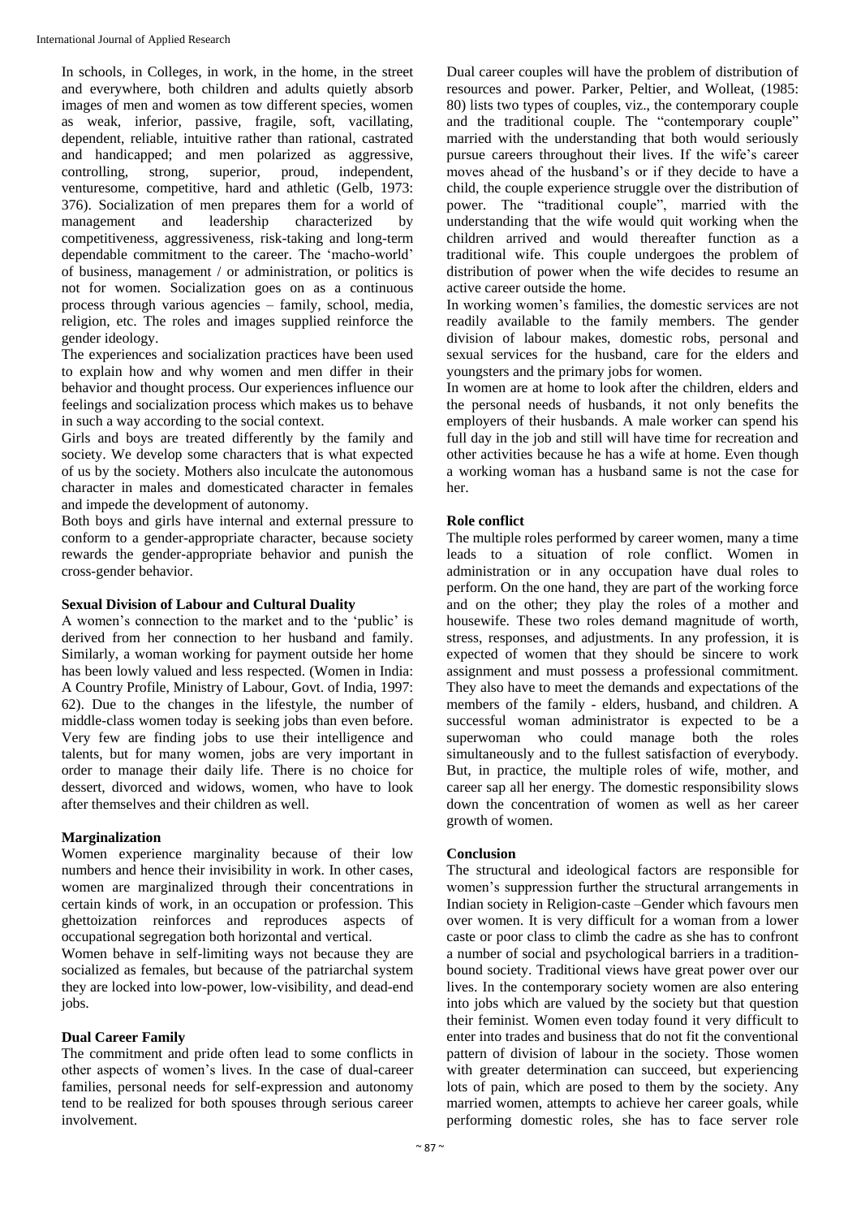In schools, in Colleges, in work, in the home, in the street and everywhere, both children and adults quietly absorb images of men and women as tow different species, women as weak, inferior, passive, fragile, soft, vacillating, dependent, reliable, intuitive rather than rational, castrated and handicapped; and men polarized as aggressive, controlling, strong, superior, proud, independent, venturesome, competitive, hard and athletic (Gelb, 1973: 376). Socialization of men prepares them for a world of management and leadership characterized by competitiveness, aggressiveness, risk-taking and long-term dependable commitment to the career. The 'macho-world' of business, management / or administration, or politics is not for women. Socialization goes on as a continuous process through various agencies – family, school, media, religion, etc. The roles and images supplied reinforce the gender ideology.

The experiences and socialization practices have been used to explain how and why women and men differ in their behavior and thought process. Our experiences influence our feelings and socialization process which makes us to behave in such a way according to the social context.

Girls and boys are treated differently by the family and society. We develop some characters that is what expected of us by the society. Mothers also inculcate the autonomous character in males and domesticated character in females and impede the development of autonomy.

Both boys and girls have internal and external pressure to conform to a gender-appropriate character, because society rewards the gender-appropriate behavior and punish the cross-gender behavior.

**Sexual Division of Labour and Cultural Duality**

A women's connection to the market and to the 'public' is derived from her connection to her husband and family. Similarly, a woman working for payment outside her home has been lowly valued and less respected. (Women in India: A Country Profile, Ministry of Labour, Govt. of India, 1997: 62). Due to the changes in the lifestyle, the number of middle-class women today is seeking jobs than even before. Very few are finding jobs to use their intelligence and talents, but for many women, jobs are very important in order to manage their daily life. There is no choice for dessert, divorced and widows, women, who have to look after themselves and their children as well.

**Marginalization**

Women experience marginality because of their low numbers and hence their invisibility in work. In other cases, women are marginalized through their concentrations in certain kinds of work, in an occupation or profession. This ghettoization reinforces and reproduces aspects of occupational segregation both horizontal and vertical.

Women behave in self-limiting ways not because they are socialized as females, but because of the patriarchal system they are locked into low-power, low-visibility, and dead-end jobs.

**Dual Career Family**

The commitment and pride often lead to some conflicts in other aspects of women's lives. In the case of dual-career families, personal needs for self-expression and autonomy tend to be realized for both spouses through serious career involvement.

Dual career couples will have the problem of distribution of resources and power. Parker, Peltier, and Wolleat, (1985: 80) lists two types of couples, viz., the contemporary couple and the traditional couple. The "contemporary couple" married with the understanding that both would seriously pursue careers throughout their lives. If the wife's career moves ahead of the husband's or if they decide to have a child, the couple experience struggle over the distribution of power. The "traditional couple", married with the understanding that the wife would quit working when the children arrived and would thereafter function as a traditional wife. This couple undergoes the problem of distribution of power when the wife decides to resume an active career outside the home.

In working women's families, the domestic services are not readily available to the family members. The gender division of labour makes, domestic robs, personal and sexual services for the husband, care for the elders and youngsters and the primary jobs for women.

In women are at home to look after the children, elders and the personal needs of husbands, it not only benefits the employers of their husbands. A male worker can spend his full day in the job and still will have time for recreation and other activities because he has a wife at home. Even though a working woman has a husband same is not the case for her.

**Role conflict**

The multiple roles performed by career women, many a time leads to a situation of role conflict. Women in administration or in any occupation have dual roles to perform. On the one hand, they are part of the working force and on the other; they play the roles of a mother and housewife. These two roles demand magnitude of worth, stress, responses, and adjustments. In any profession, it is expected of women that they should be sincere to work assignment and must possess a professional commitment. They also have to meet the demands and expectations of the members of the family - elders, husband, and children. A successful woman administrator is expected to be a superwoman who could manage both the roles simultaneously and to the fullest satisfaction of everybody. But, in practice, the multiple roles of wife, mother, and career sap all her energy. The domestic responsibility slows down the concentration of women as well as her career growth of women.

**Conclusion**

The structural and ideological factors are responsible for women's suppression further the structural arrangements in Indian society in Religion-caste –Gender which favours men over women. It is very difficult for a woman from a lower caste or poor class to climb the cadre as she has to confront a number of social and psychological barriers in a tradition-bound society. Traditional views have great power over our lives. In the contemporary society women are also entering into jobs which are valued by the society but that question their feminist. Women even today found it very difficult to enter into trades and business that do not fit the conventional pattern of division of labour in the society. Those women with greater determination can succeed, but experiencing lots of pain, which are posed to them by the society. Any married women, attempts to achieve her career goals, while performing domestic roles, she has to face server role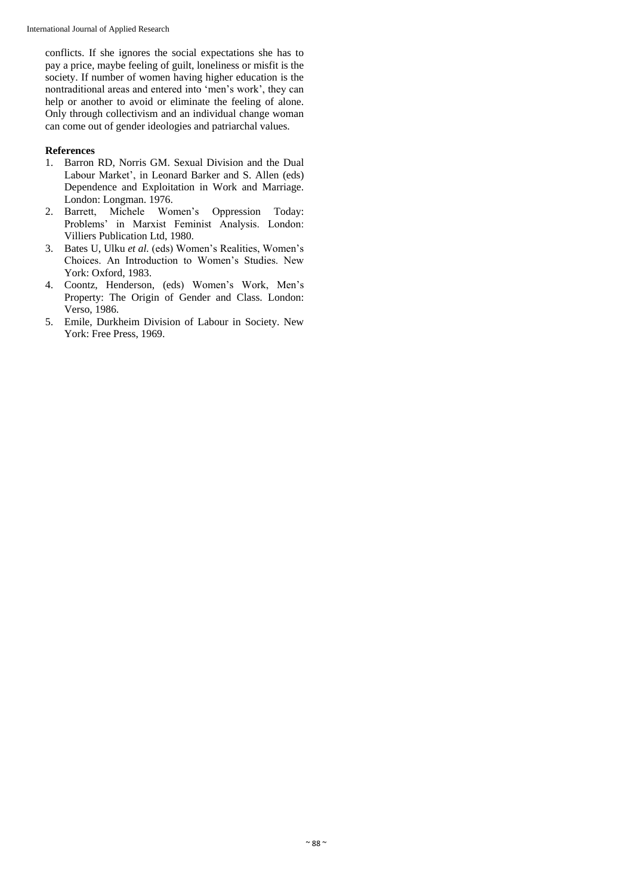conflicts. If she ignores the social expectations she has to pay a price, maybe feeling of guilt, loneliness or misfit is the society. If number of women having higher education is the nontraditional areas and entered into 'men's work', they can help or another to avoid or eliminate the feeling of alone. Only through collectivism and an individual change woman can come out of gender ideologies and patriarchal values.

**References**

1. Barron RD, Norris GM. Sexual Division and the Dual Labour Market', in Leonard Barker and S. Allen (eds) Dependence and Exploitation in Work and Marriage. London: Longman. 1976.
2. Barrett, Michele Women's Oppression Today: Problems' in Marxist Feminist Analysis. London: Villiers Publication Ltd, 1980.
3. Bates U, Ulku *et al.* (eds) Women's Realities, Women's Choices. An Introduction to Women's Studies. New York: Oxford, 1983.
4. Coontz, Henderson, (eds) Women's Work, Men's Property: The Origin of Gender and Class. London: Verso, 1986.
5. Emile, Durkheim Division of Labour in Society. New York: Free Press, 1969.